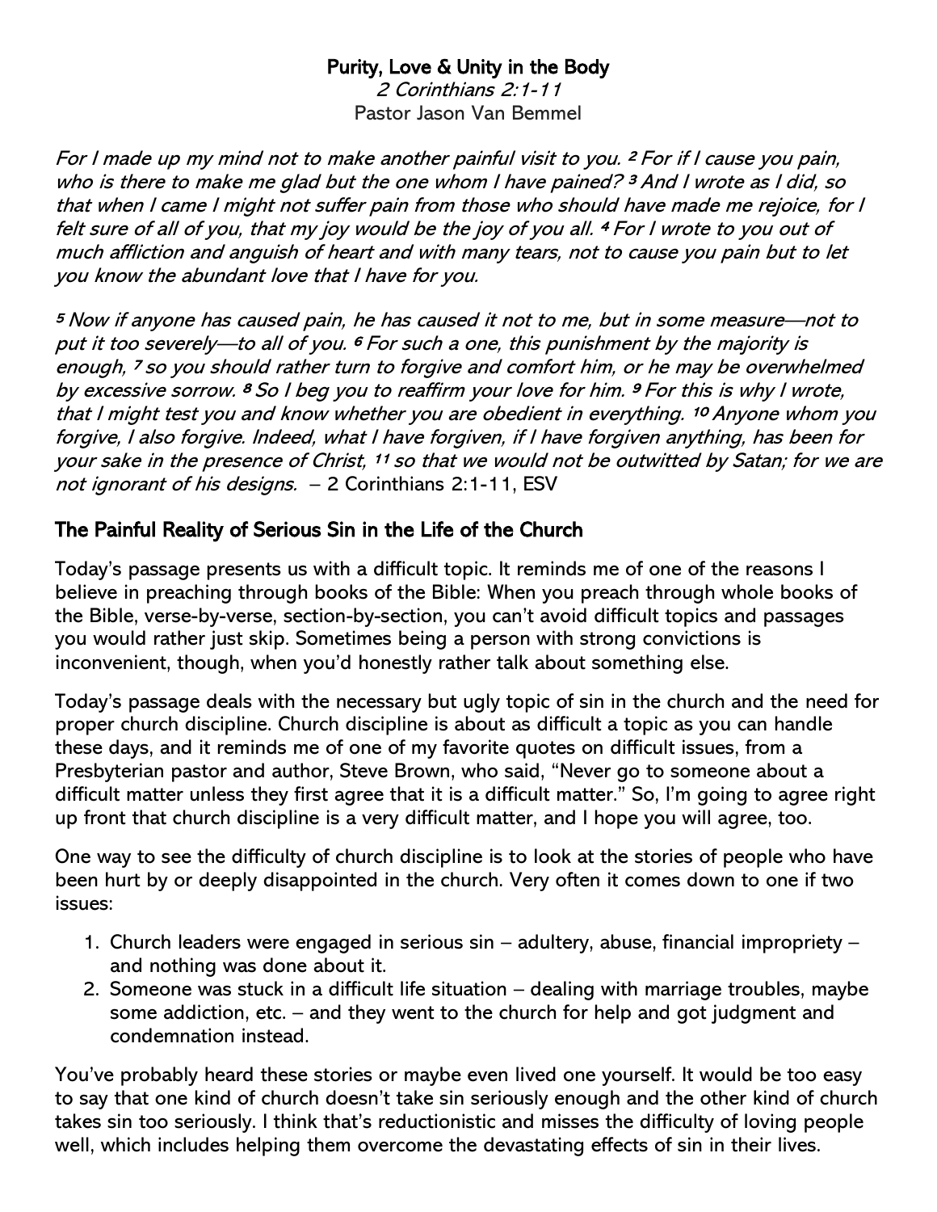**Purity, Love & Unity in the Body**

*2 Corinthians 2:1-11*

Pastor Jason Van Bemmel

*For I made up my mind not to make another painful visit to you.* [2] *For if I cause you pain, who is there to make me glad but the one whom I have pained?* [3] *And I wrote as I did, so that when I came I might not suffer pain from those who should have made me rejoice, for I felt sure of all of you, that my joy would be the joy of you all.* [4] *For I wrote to you out of much affliction and anguish of heart and with many tears, not to cause you pain but to let you know the abundant love that I have for you.*

[5] *Now if anyone has caused pain, he has caused it not to me, but in some measure—not to put it too severely—to all of you.* [6] *For such a one, this punishment by the majority is enough,* [7] *so you should rather turn to forgive and comfort him, or he may be overwhelmed by excessive sorrow.* [8] *So I beg you to reaffirm your love for him.* [9] *For this is why I wrote, that I might test you and know whether you are obedient in everything.* [10] *Anyone whom you forgive, I also forgive. Indeed, what I have forgiven, if I have forgiven anything, has been for your sake in the presence of Christ,* [11] *so that we would not be outwitted by Satan; for we are not ignorant of his designs.* – 2 Corinthians 2:1-11, ESV

## The Painful Reality of Serious Sin in the Life of the Church

Today's passage presents us with a difficult topic. It reminds me of one of the reasons I believe in preaching through books of the Bible: When you preach through whole books of the Bible, verse-by-verse, section-by-section, you can't avoid difficult topics and passages you would rather just skip. Sometimes being a person with strong convictions is inconvenient, though, when you'd honestly rather talk about something else.

Today's passage deals with the necessary but ugly topic of sin in the church and the need for proper church discipline. Church discipline is about as difficult a topic as you can handle these days, and it reminds me of one of my favorite quotes on difficult issues, from a Presbyterian pastor and author, Steve Brown, who said, "Never go to someone about a difficult matter unless they first agree that it is a difficult matter." So, I'm going to agree right up front that church discipline is a very difficult matter, and I hope you will agree, too.

One way to see the difficulty of church discipline is to look at the stories of people who have been hurt by or deeply disappointed in the church. Very often it comes down to one if two issues:

1. Church leaders were engaged in serious sin – adultery, abuse, financial impropriety – and nothing was done about it.
2. Someone was stuck in a difficult life situation – dealing with marriage troubles, maybe some addiction, etc. – and they went to the church for help and got judgment and condemnation instead.

You've probably heard these stories or maybe even lived one yourself. It would be too easy to say that one kind of church doesn't take sin seriously enough and the other kind of church takes sin too seriously. I think that's reductionistic and misses the difficulty of loving people well, which includes helping them overcome the devastating effects of sin in their lives.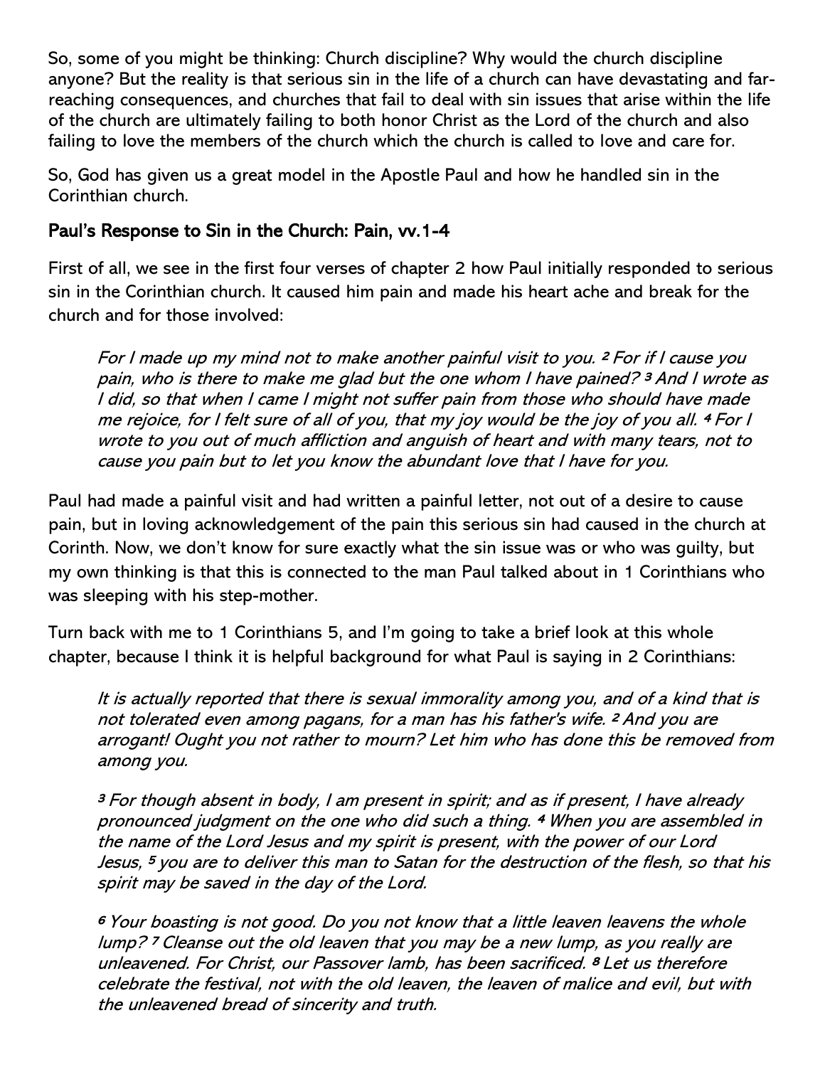So, some of you might be thinking: Church discipline? Why would the church discipline anyone? But the reality is that serious sin in the life of a church can have devastating and far-reaching consequences, and churches that fail to deal with sin issues that arise within the life of the church are ultimately failing to both honor Christ as the Lord of the church and also failing to love the members of the church which the church is called to love and care for.

So, God has given us a great model in the Apostle Paul and how he handled sin in the Corinthian church.

## Paul's Response to Sin in the Church: Pain, vv.1-4

First of all, we see in the first four verses of chapter 2 how Paul initially responded to serious sin in the Corinthian church. It caused him pain and made his heart ache and break for the church and for those involved:

> *For I made up my mind not to make another painful visit to you. [2] For if I cause you pain, who is there to make me glad but the one whom I have pained? [3] And I wrote as I did, so that when I came I might not suffer pain from those who should have made me rejoice, for I felt sure of all of you, that my joy would be the joy of you all. [4] For I wrote to you out of much affliction and anguish of heart and with many tears, not to cause you pain but to let you know the abundant love that I have for you.*

Paul had made a painful visit and had written a painful letter, not out of a desire to cause pain, but in loving acknowledgement of the pain this serious sin had caused in the church at Corinth. Now, we don't know for sure exactly what the sin issue was or who was guilty, but my own thinking is that this is connected to the man Paul talked about in 1 Corinthians who was sleeping with his step-mother.

Turn back with me to 1 Corinthians 5, and I'm going to take a brief look at this whole chapter, because I think it is helpful background for what Paul is saying in 2 Corinthians:

> *It is actually reported that there is sexual immorality among you, and of a kind that is not tolerated even among pagans, for a man has his father's wife. [2] And you are arrogant! Ought you not rather to mourn? Let him who has done this be removed from among you.*
>
> *[3] For though absent in body, I am present in spirit; and as if present, I have already pronounced judgment on the one who did such a thing. [4] When you are assembled in the name of the Lord Jesus and my spirit is present, with the power of our Lord Jesus, [5] you are to deliver this man to Satan for the destruction of the flesh, so that his spirit may be saved in the day of the Lord.*
>
> *[6] Your boasting is not good. Do you not know that a little leaven leavens the whole lump? [7] Cleanse out the old leaven that you may be a new lump, as you really are unleavened. For Christ, our Passover lamb, has been sacrificed. [8] Let us therefore celebrate the festival, not with the old leaven, the leaven of malice and evil, but with the unleavened bread of sincerity and truth.*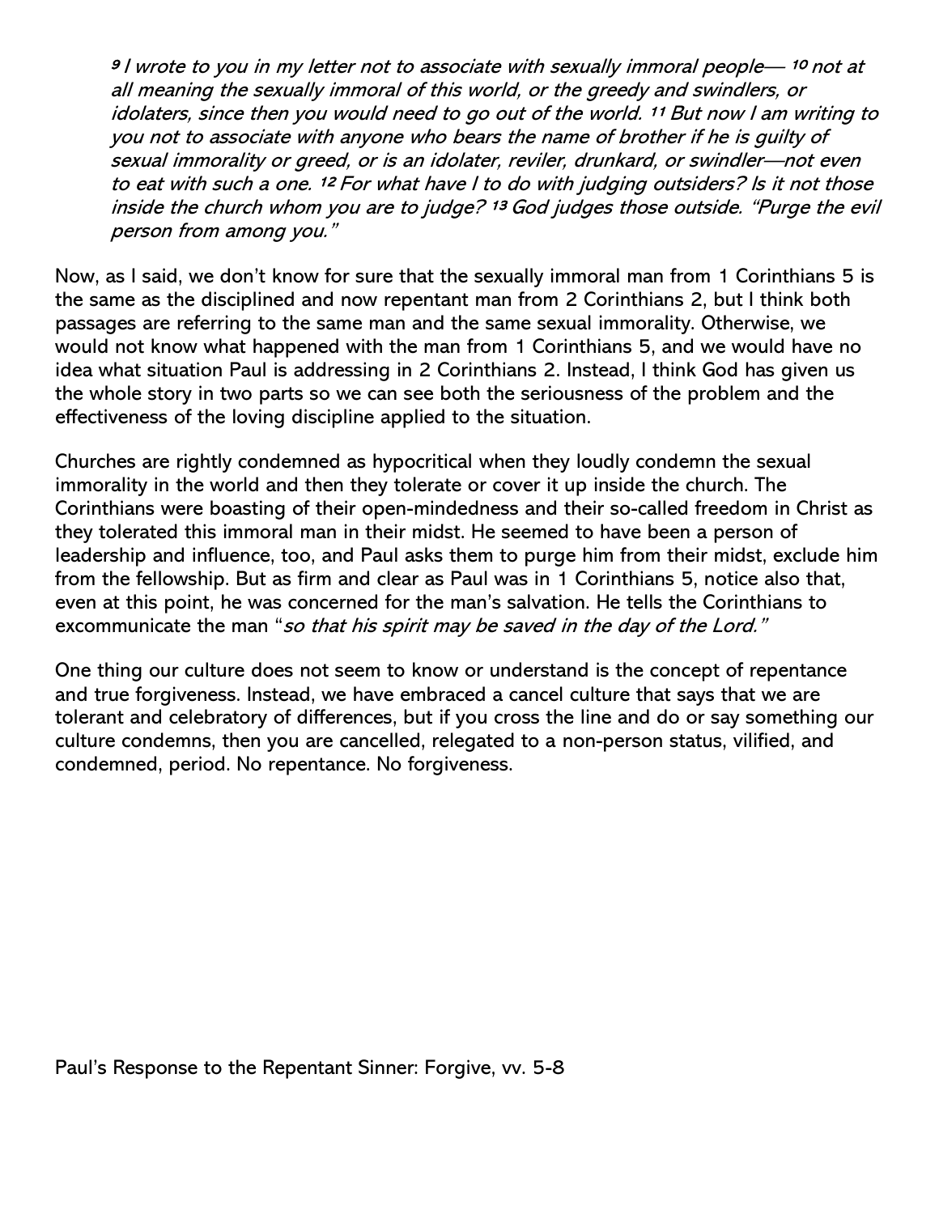> *[9] I wrote to you in my letter not to associate with sexually immoral people— [10] not at all meaning the sexually immoral of this world, or the greedy and swindlers, or idolaters, since then you would need to go out of the world. [11] But now I am writing to you not to associate with anyone who bears the name of brother if he is guilty of sexual immorality or greed, or is an idolater, reviler, drunkard, or swindler—not even to eat with such a one. [12] For what have I to do with judging outsiders? Is it not those inside the church whom you are to judge? [13] God judges those outside. "Purge the evil person from among you."*

Now, as I said, we don't know for sure that the sexually immoral man from 1 Corinthians 5 is the same as the disciplined and now repentant man from 2 Corinthians 2, but I think both passages are referring to the same man and the same sexual immorality. Otherwise, we would not know what happened with the man from 1 Corinthians 5, and we would have no idea what situation Paul is addressing in 2 Corinthians 2. Instead, I think God has given us the whole story in two parts so we can see both the seriousness of the problem and the effectiveness of the loving discipline applied to the situation.

Churches are rightly condemned as hypocritical when they loudly condemn the sexual immorality in the world and then they tolerate or cover it up inside the church. The Corinthians were boasting of their open-mindedness and their so-called freedom in Christ as they tolerated this immoral man in their midst. He seemed to have been a person of leadership and influence, too, and Paul asks them to purge him from their midst, exclude him from the fellowship. But as firm and clear as Paul was in 1 Corinthians 5, notice also that, even at this point, he was concerned for the man's salvation. He tells the Corinthians to excommunicate the man "*so that his spirit may be saved in the day of the Lord.*"

One thing our culture does not seem to know or understand is the concept of repentance and true forgiveness. Instead, we have embraced a cancel culture that says that we are tolerant and celebratory of differences, but if you cross the line and do or say something our culture condemns, then you are cancelled, relegated to a non-person status, vilified, and condemned, period. No repentance. No forgiveness.

Paul's Response to the Repentant Sinner: Forgive, vv. 5-8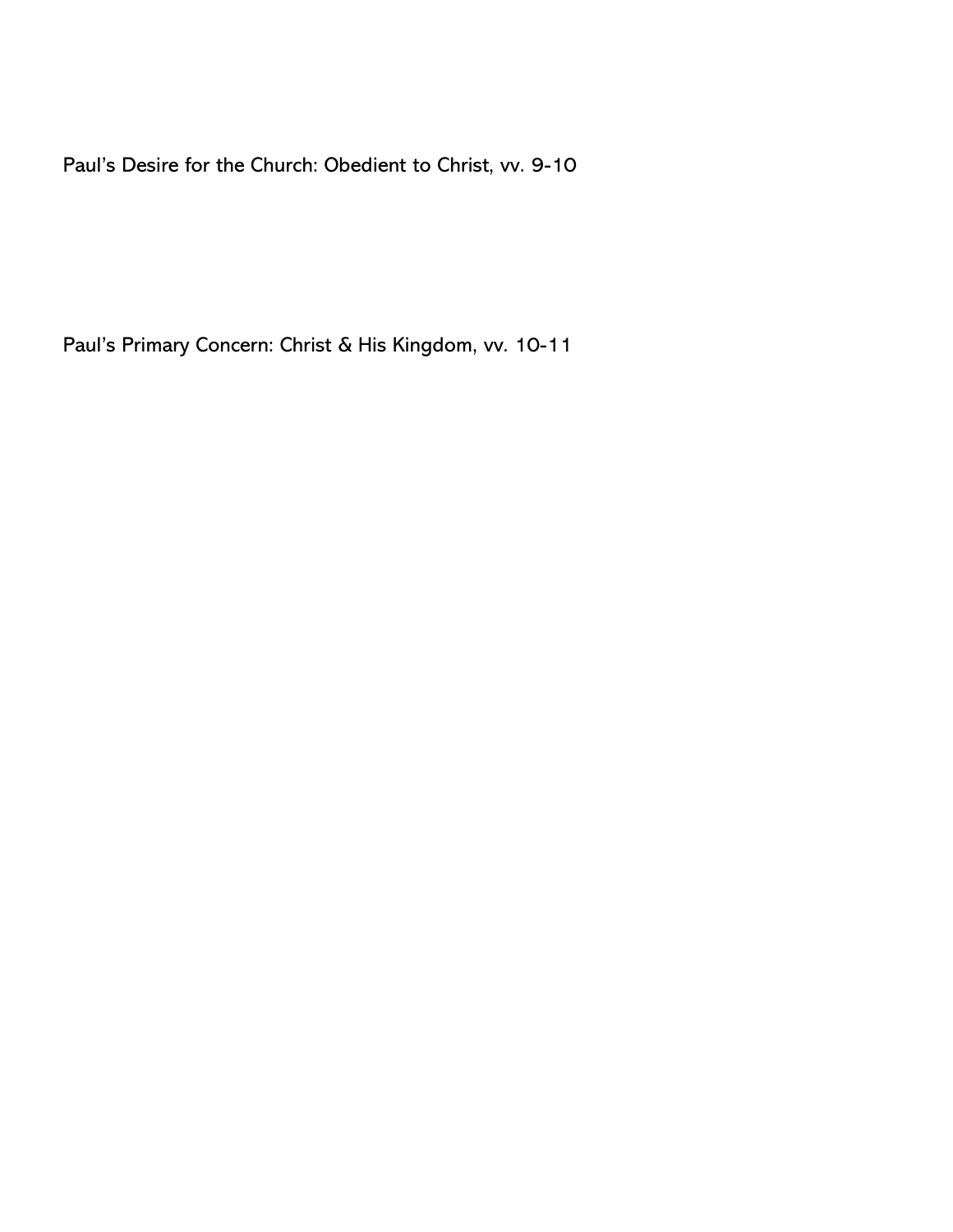Paul's Desire for the Church: Obedient to Christ, vv. 9-10

Paul's Primary Concern: Christ & His Kingdom, vv. 10-11